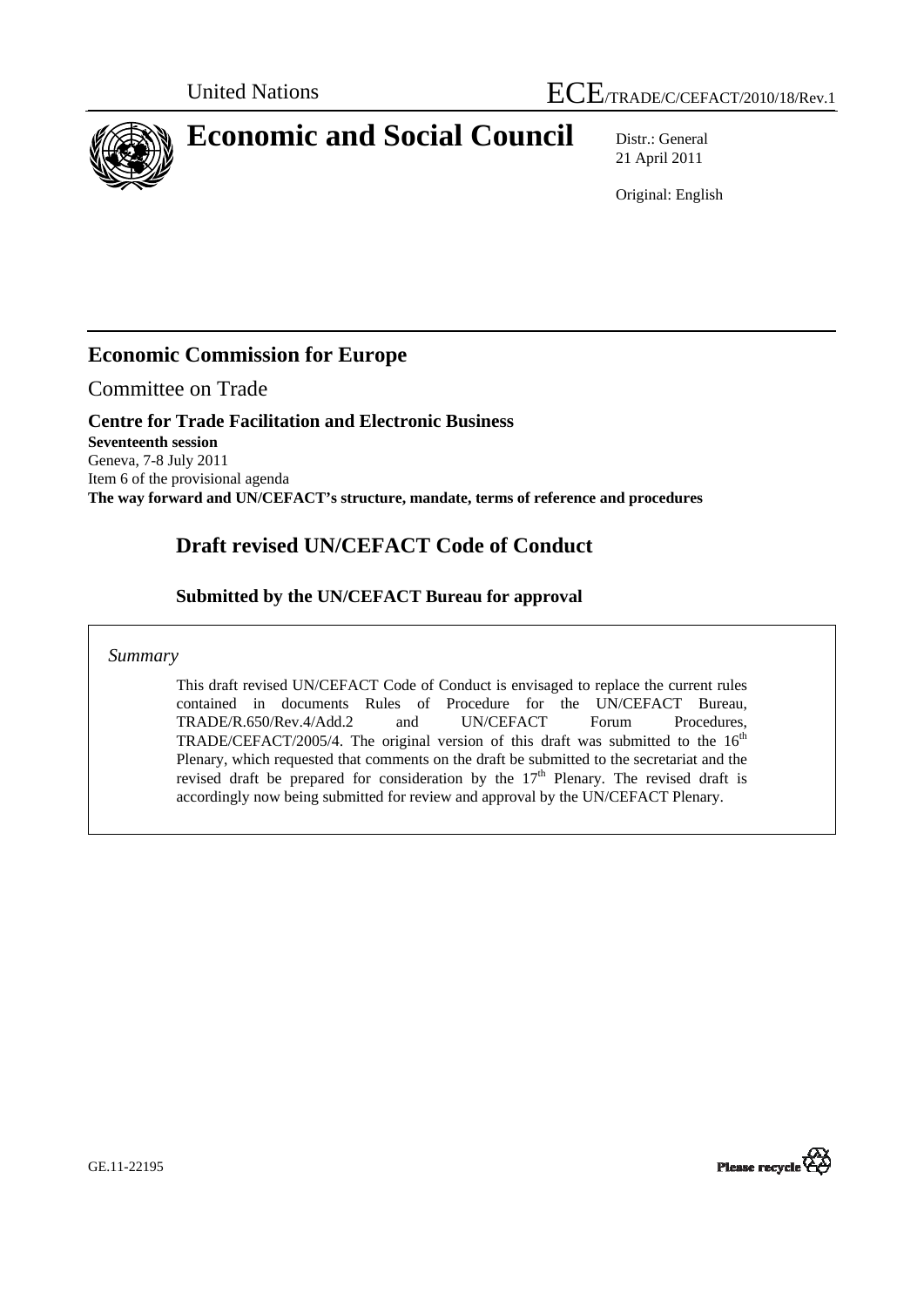United Nations

# ECE/TRADE/C/CEFACT/2010/18/Rev.1

# Economic and Social Council

Distr.: General
21 April 2011

Original: English

## Economic Commission for Europe

Committee on Trade

**Centre for Trade Facilitation and Electronic Business**

**Seventeenth session**
Geneva, 7-8 July 2011
Item 6 of the provisional agenda
**The way forward and UN/CEFACT's structure, mandate, terms of reference and procedures**

## Draft revised UN/CEFACT Code of Conduct

### Submitted by the UN/CEFACT Bureau for approval

*Summary*

This draft revised UN/CEFACT Code of Conduct is envisaged to replace the current rules contained in documents Rules of Procedure for the UN/CEFACT Bureau, TRADE/R.650/Rev.4/Add.2 and UN/CEFACT Forum Procedures, TRADE/CEFACT/2005/4. The original version of this draft was submitted to the 16th Plenary, which requested that comments on the draft be submitted to the secretariat and the revised draft be prepared for consideration by the 17th Plenary. The revised draft is accordingly now being submitted for review and approval by the UN/CEFACT Plenary.

GE.11-22195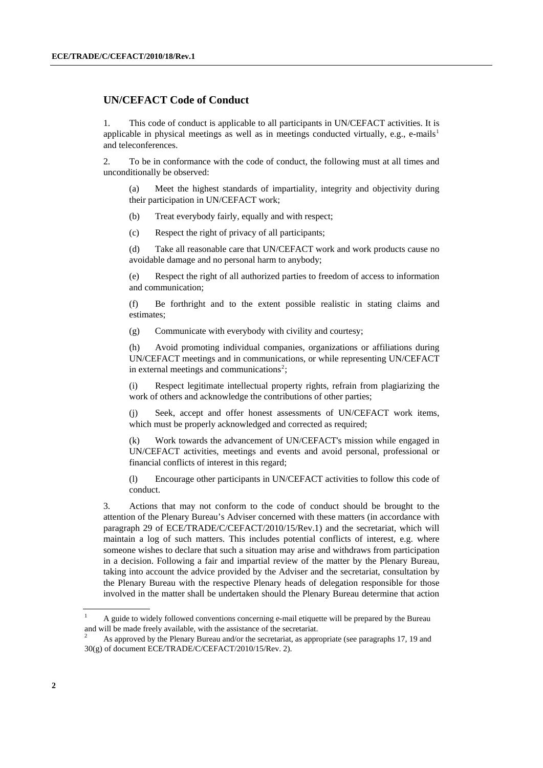## UN/CEFACT Code of Conduct

1. This code of conduct is applicable to all participants in UN/CEFACT activities. It is applicable in physical meetings as well as in meetings conducted virtually, e.g., e-mails[1] and teleconferences.

2. To be in conformance with the code of conduct, the following must at all times and unconditionally be observed:

(a) Meet the highest standards of impartiality, integrity and objectivity during their participation in UN/CEFACT work;

(b) Treat everybody fairly, equally and with respect;

(c) Respect the right of privacy of all participants;

(d) Take all reasonable care that UN/CEFACT work and work products cause no avoidable damage and no personal harm to anybody;

(e) Respect the right of all authorized parties to freedom of access to information and communication;

(f) Be forthright and to the extent possible realistic in stating claims and estimates;

(g) Communicate with everybody with civility and courtesy;

(h) Avoid promoting individual companies, organizations or affiliations during UN/CEFACT meetings and in communications, or while representing UN/CEFACT in external meetings and communications[2];

(i) Respect legitimate intellectual property rights, refrain from plagiarizing the work of others and acknowledge the contributions of other parties;

(j) Seek, accept and offer honest assessments of UN/CEFACT work items, which must be properly acknowledged and corrected as required;

(k) Work towards the advancement of UN/CEFACT's mission while engaged in UN/CEFACT activities, meetings and events and avoid personal, professional or financial conflicts of interest in this regard;

(l) Encourage other participants in UN/CEFACT activities to follow this code of conduct.

3. Actions that may not conform to the code of conduct should be brought to the attention of the Plenary Bureau's Adviser concerned with these matters (in accordance with paragraph 29 of ECE/TRADE/C/CEFACT/2010/15/Rev.1) and the secretariat, which will maintain a log of such matters. This includes potential conflicts of interest, e.g. where someone wishes to declare that such a situation may arise and withdraws from participation in a decision. Following a fair and impartial review of the matter by the Plenary Bureau, taking into account the advice provided by the Adviser and the secretariat, consultation by the Plenary Bureau with the respective Plenary heads of delegation responsible for those involved in the matter shall be undertaken should the Plenary Bureau determine that action

---

[1] A guide to widely followed conventions concerning e-mail etiquette will be prepared by the Bureau and will be made freely available, with the assistance of the secretariat.

[2] As approved by the Plenary Bureau and/or the secretariat, as appropriate (see paragraphs 17, 19 and 30(g) of document ECE/TRADE/C/CEFACT/2010/15/Rev. 2).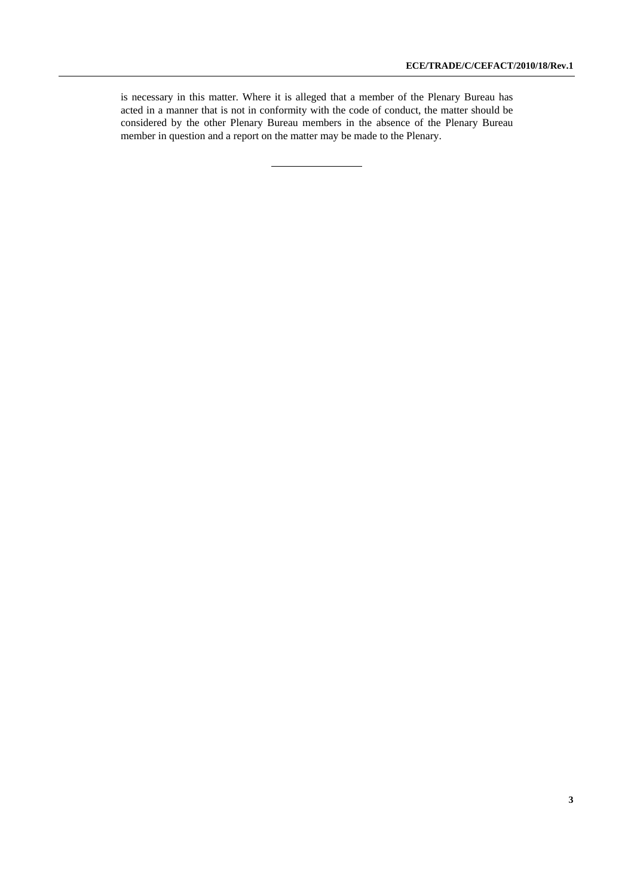is necessary in this matter. Where it is alleged that a member of the Plenary Bureau has acted in a manner that is not in conformity with the code of conduct, the matter should be considered by the other Plenary Bureau members in the absence of the Plenary Bureau member in question and a report on the matter may be made to the Plenary.